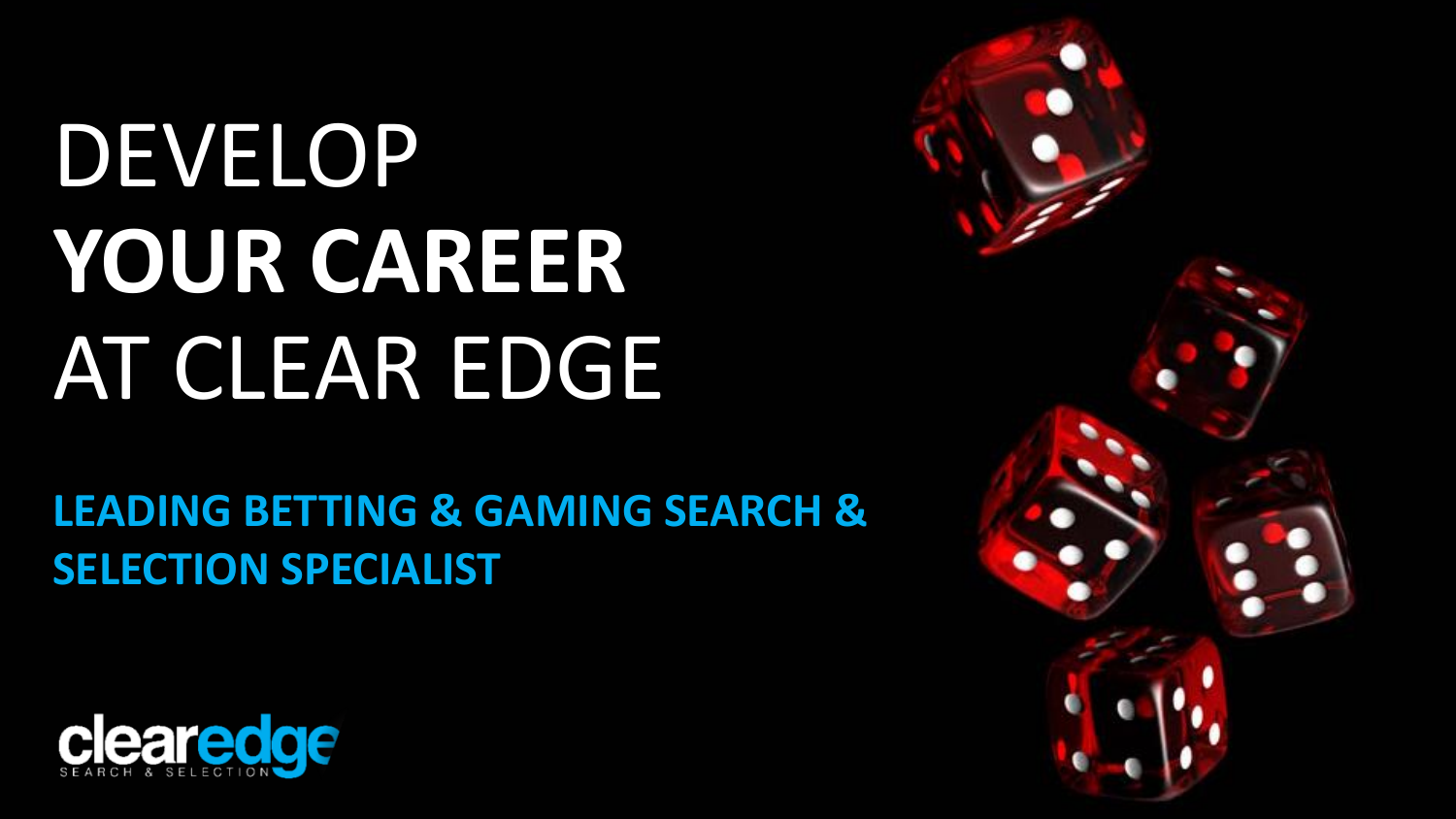# DEVELOP **YOUR CAREER** AT CLEAR EDGE

**LEADING BETTING & GAMING SEARCH & SELECTION SPECIALIST**

clearedge
SEARCH & SELECTION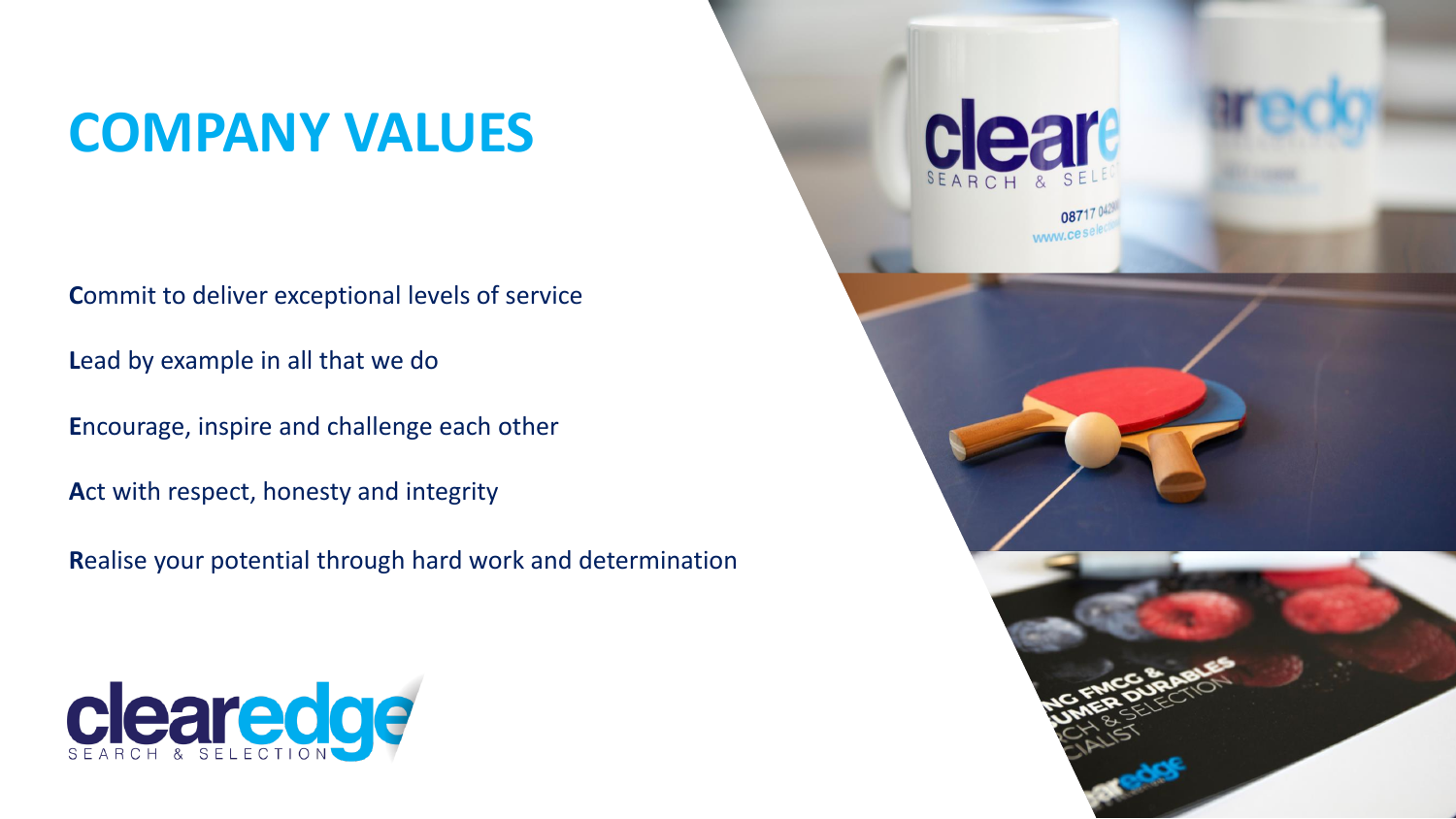# COMPANY VALUES

**C**ommit to deliver exceptional levels of service

**L**ead by example in all that we do

**E**ncourage, inspire and challenge each other

**A**ct with respect, honesty and integrity

**R**ealise your potential through hard work and determination

clearedge
SEARCH & SELECTION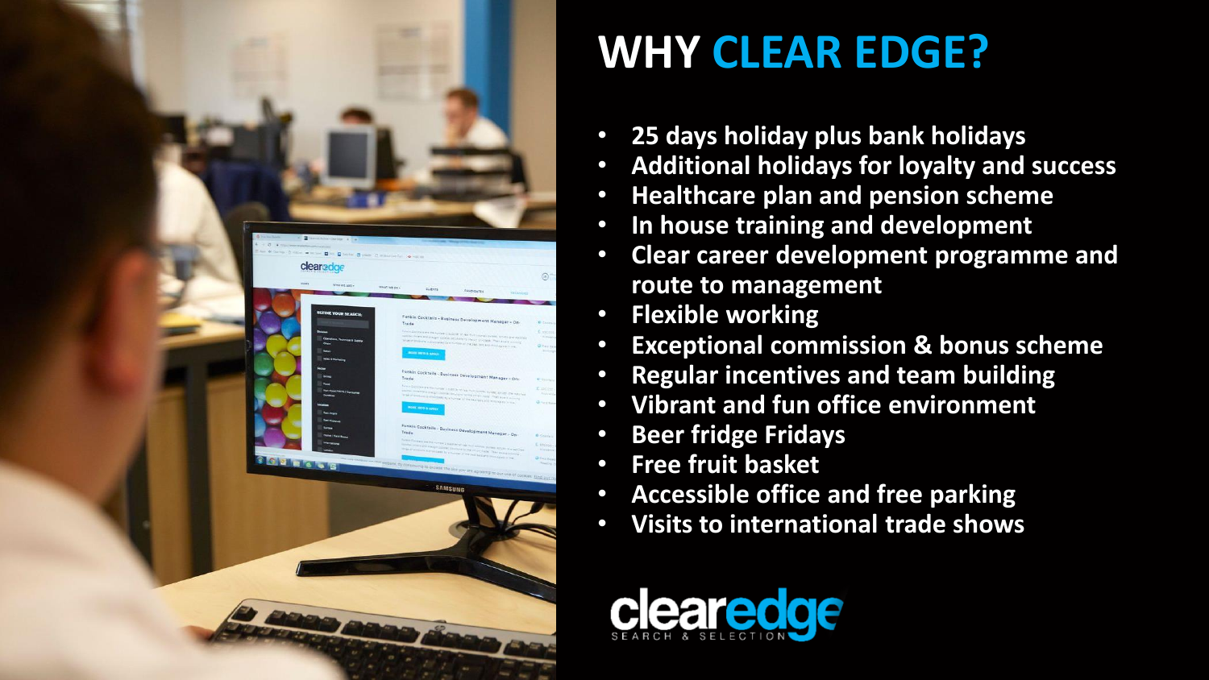# WHY CLEAR EDGE?

- 25 days holiday plus bank holidays
- Additional holidays for loyalty and success
- Healthcare plan and pension scheme
- In house training and development
- Clear career development programme and route to management
- Flexible working
- Exceptional commission & bonus scheme
- Regular incentives and team building
- Vibrant and fun office environment
- Beer fridge Fridays
- Free fruit basket
- Accessible office and free parking
- Visits to international trade shows

clearedge
SEARCH & SELECTION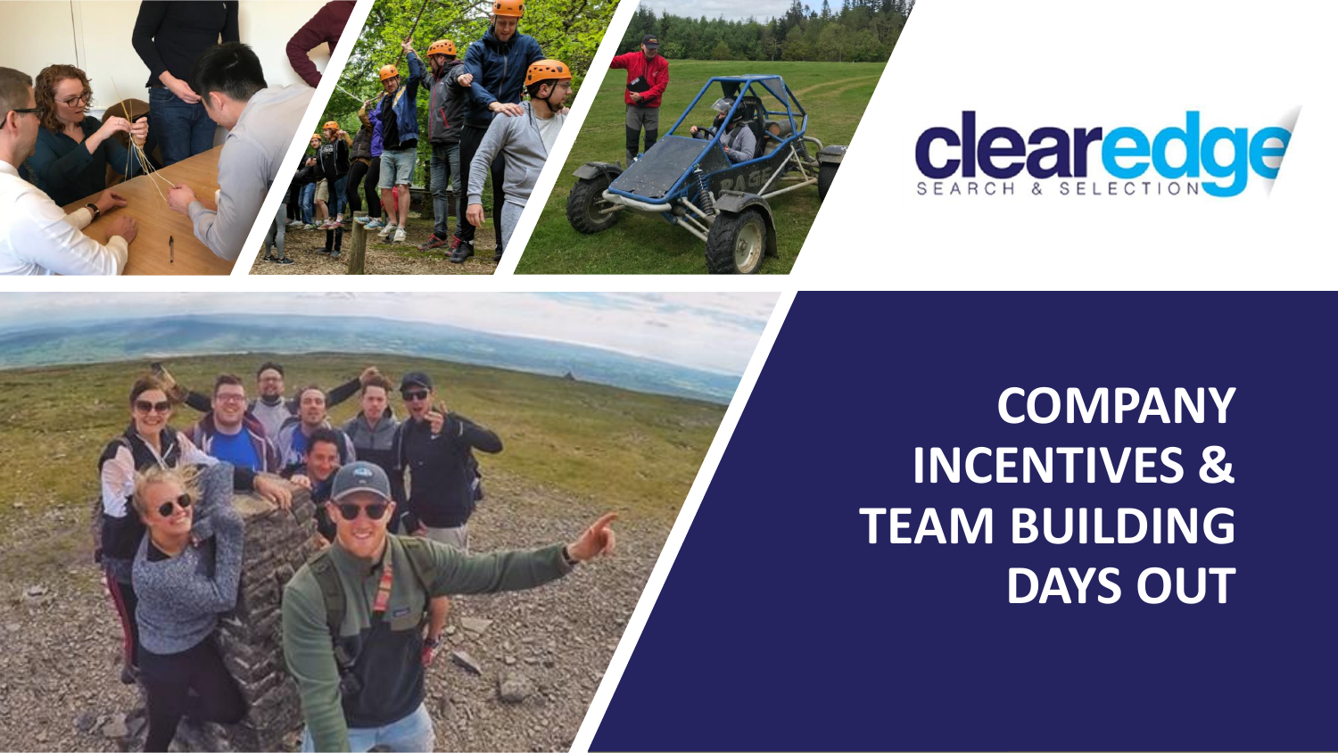clearedge

SEARCH & SELECTION

# COMPANY INCENTIVES & TEAM BUILDING DAYS OUT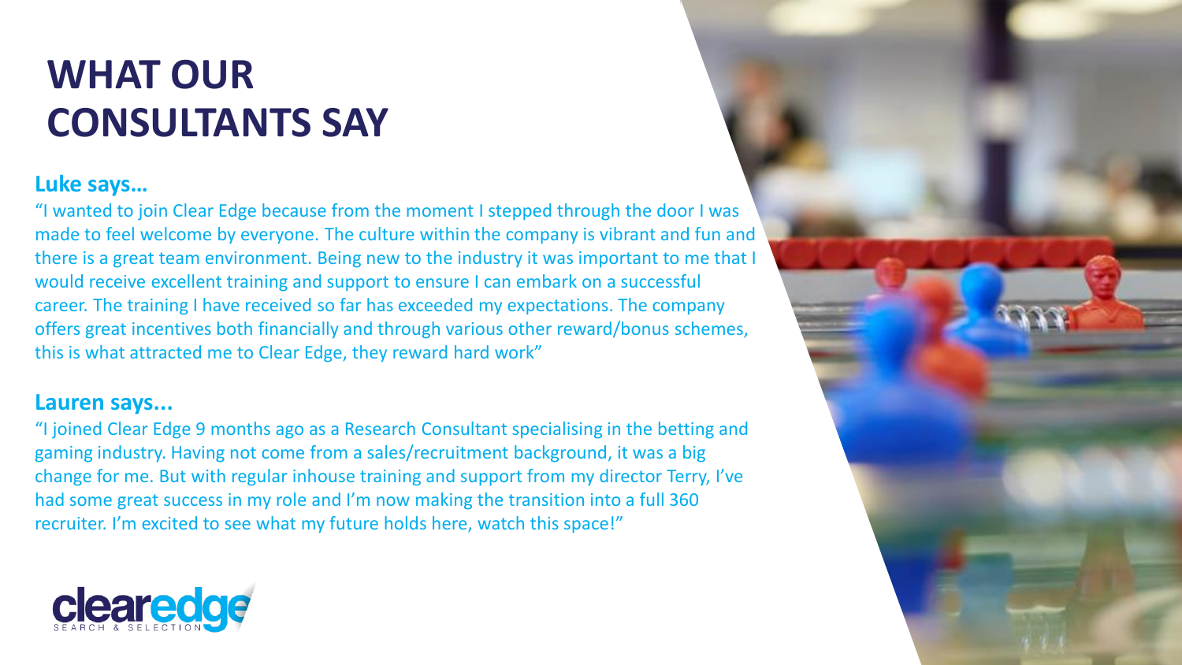# WHAT OUR CONSULTANTS SAY

**Luke says…**

"I wanted to join Clear Edge because from the moment I stepped through the door I was made to feel welcome by everyone. The culture within the company is vibrant and fun and there is a great team environment. Being new to the industry it was important to me that I would receive excellent training and support to ensure I can embark on a successful career. The training I have received so far has exceeded my expectations. The company offers great incentives both financially and through various other reward/bonus schemes, this is what attracted me to Clear Edge, they reward hard work"

**Lauren says...**

"I joined Clear Edge 9 months ago as a Research Consultant specialising in the betting and gaming industry. Having not come from a sales/recruitment background, it was a big change for me. But with regular inhouse training and support from my director Terry, I've had some great success in my role and I'm now making the transition into a full 360 recruiter. I'm excited to see what my future holds here, watch this space!"

clearedge
SEARCH & SELECTION